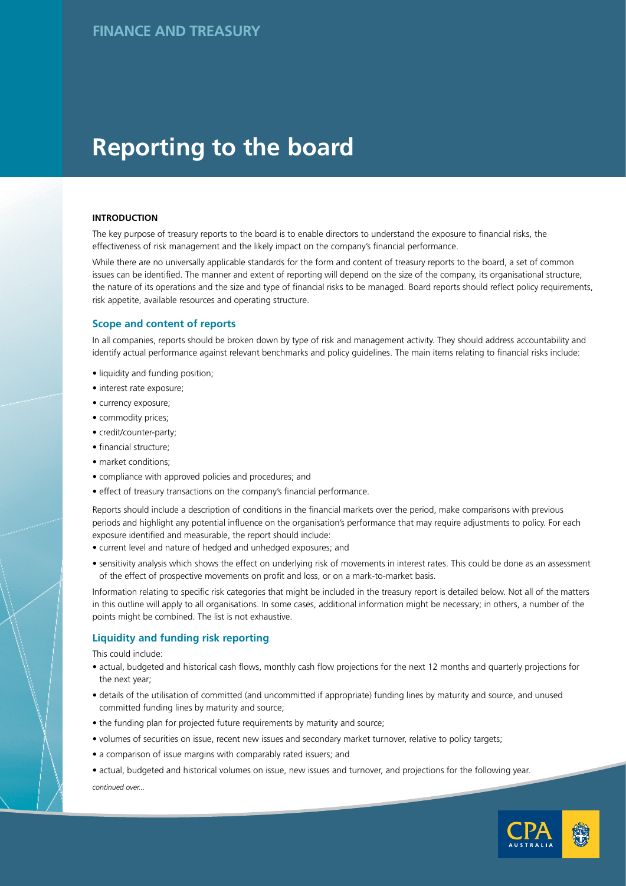FINANCE AND TREASURY

# Reporting to the board

### INTRODUCTION

The key purpose of treasury reports to the board is to enable directors to understand the exposure to financial risks, the effectiveness of risk management and the likely impact on the company's financial performance.

While there are no universally applicable standards for the form and content of treasury reports to the board, a set of common issues can be identified. The manner and extent of reporting will depend on the size of the company, its organisational structure, the nature of its operations and the size and type of financial risks to be managed. Board reports should reflect policy requirements, risk appetite, available resources and operating structure.

## Scope and content of reports

In all companies, reports should be broken down by type of risk and management activity. They should address accountability and identify actual performance against relevant benchmarks and policy guidelines. The main items relating to financial risks include:

- liquidity and funding position;
- interest rate exposure;
- currency exposure;
- commodity prices;
- credit/counter-party;
- financial structure;
- market conditions;
- compliance with approved policies and procedures; and
- effect of treasury transactions on the company's financial performance.

Reports should include a description of conditions in the financial markets over the period, make comparisons with previous periods and highlight any potential influence on the organisation's performance that may require adjustments to policy. For each exposure identified and measurable, the report should include:

- current level and nature of hedged and unhedged exposures; and
- sensitivity analysis which shows the effect on underlying risk of movements in interest rates. This could be done as an assessment of the effect of prospective movements on profit and loss, or on a mark-to-market basis.

Information relating to specific risk categories that might be included in the treasury report is detailed below. Not all of the matters in this outline will apply to all organisations. In some cases, additional information might be necessary; in others, a number of the points might be combined. The list is not exhaustive.

## Liquidity and funding risk reporting

This could include:

- actual, budgeted and historical cash flows, monthly cash flow projections for the next 12 months and quarterly projections for the next year;
- details of the utilisation of committed (and uncommitted if appropriate) funding lines by maturity and source, and unused committed funding lines by maturity and source;
- the funding plan for projected future requirements by maturity and source;
- volumes of securities on issue, recent new issues and secondary market turnover, relative to policy targets;
- a comparison of issue margins with comparably rated issuers; and
- actual, budgeted and historical volumes on issue, new issues and turnover, and projections for the following year.

*continued over...*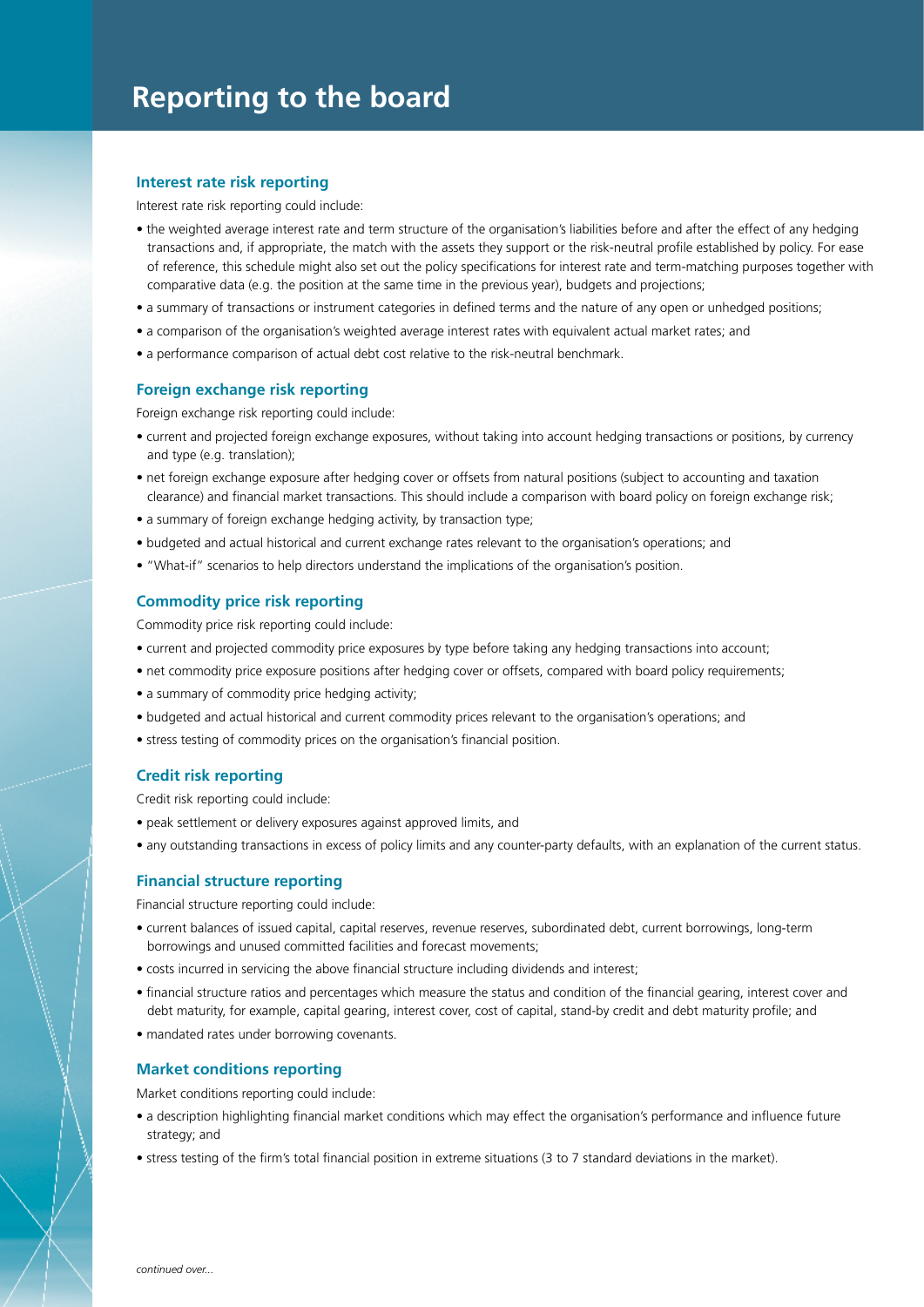# Reporting to the board

## Interest rate risk reporting

Interest rate risk reporting could include:

- the weighted average interest rate and term structure of the organisation's liabilities before and after the effect of any hedging transactions and, if appropriate, the match with the assets they support or the risk-neutral profile established by policy. For ease of reference, this schedule might also set out the policy specifications for interest rate and term-matching purposes together with comparative data (e.g. the position at the same time in the previous year), budgets and projections;
- a summary of transactions or instrument categories in defined terms and the nature of any open or unhedged positions;
- a comparison of the organisation's weighted average interest rates with equivalent actual market rates; and
- a performance comparison of actual debt cost relative to the risk-neutral benchmark.

## Foreign exchange risk reporting

Foreign exchange risk reporting could include:

- current and projected foreign exchange exposures, without taking into account hedging transactions or positions, by currency and type (e.g. translation);
- net foreign exchange exposure after hedging cover or offsets from natural positions (subject to accounting and taxation clearance) and financial market transactions. This should include a comparison with board policy on foreign exchange risk;
- a summary of foreign exchange hedging activity, by transaction type;
- budgeted and actual historical and current exchange rates relevant to the organisation's operations; and
- "What-if" scenarios to help directors understand the implications of the organisation's position.

## Commodity price risk reporting

Commodity price risk reporting could include:

- current and projected commodity price exposures by type before taking any hedging transactions into account;
- net commodity price exposure positions after hedging cover or offsets, compared with board policy requirements;
- a summary of commodity price hedging activity;
- budgeted and actual historical and current commodity prices relevant to the organisation's operations; and
- stress testing of commodity prices on the organisation's financial position.

## Credit risk reporting

Credit risk reporting could include:

- peak settlement or delivery exposures against approved limits, and
- any outstanding transactions in excess of policy limits and any counter-party defaults, with an explanation of the current status.

## Financial structure reporting

Financial structure reporting could include:

- current balances of issued capital, capital reserves, revenue reserves, subordinated debt, current borrowings, long-term borrowings and unused committed facilities and forecast movements;
- costs incurred in servicing the above financial structure including dividends and interest;
- financial structure ratios and percentages which measure the status and condition of the financial gearing, interest cover and debt maturity, for example, capital gearing, interest cover, cost of capital, stand-by credit and debt maturity profile; and
- mandated rates under borrowing covenants.

## Market conditions reporting

Market conditions reporting could include:

- a description highlighting financial market conditions which may effect the organisation's performance and influence future strategy; and
- stress testing of the firm's total financial position in extreme situations (3 to 7 standard deviations in the market).

*continued over...*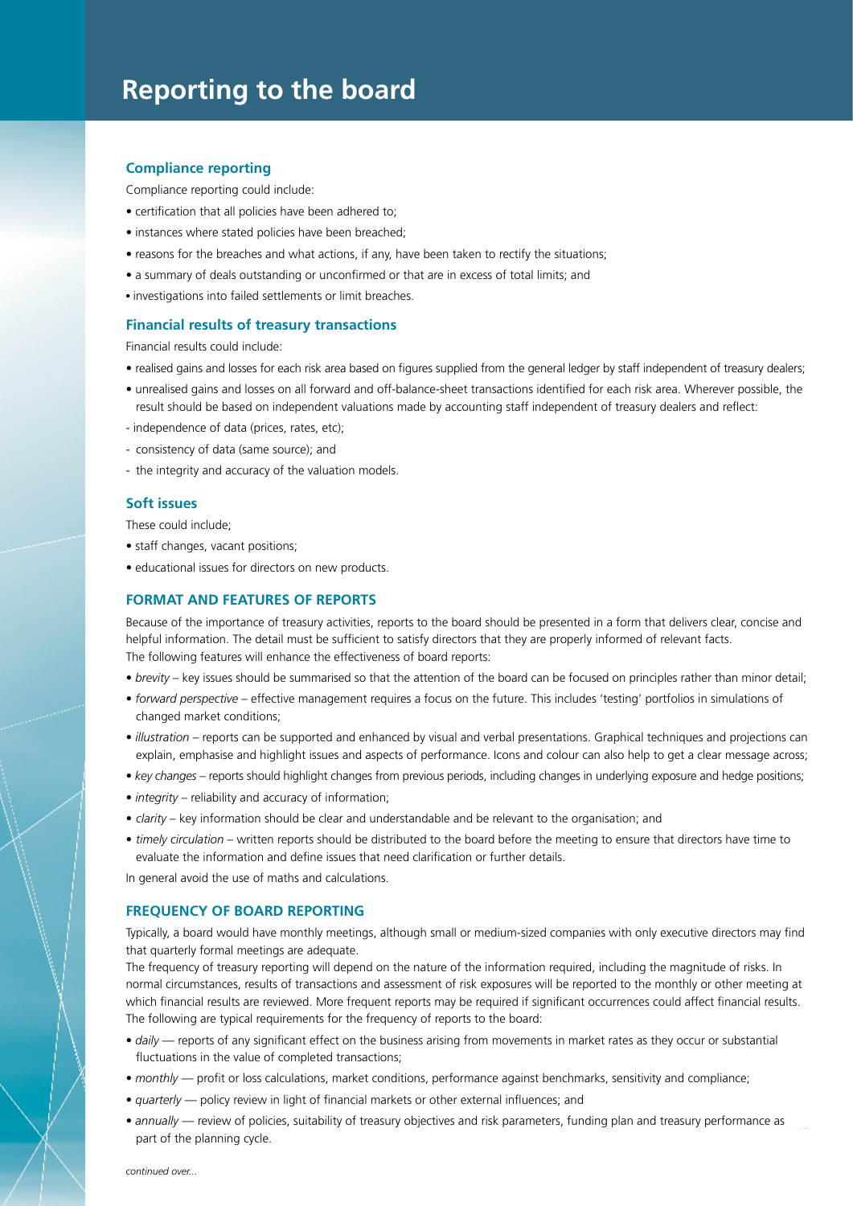# Reporting to the board

### Compliance reporting

Compliance reporting could include:

- certification that all policies have been adhered to;
- instances where stated policies have been breached;
- reasons for the breaches and what actions, if any, have been taken to rectify the situations;
- a summary of deals outstanding or unconfirmed or that are in excess of total limits; and
- investigations into failed settlements or limit breaches.

### Financial results of treasury transactions

Financial results could include:

- realised gains and losses for each risk area based on figures supplied from the general ledger by staff independent of treasury dealers;
- unrealised gains and losses on all forward and off-balance-sheet transactions identified for each risk area. Wherever possible, the result should be based on independent valuations made by accounting staff independent of treasury dealers and reflect:

- independence of data (prices, rates, etc);
- consistency of data (same source); and
- the integrity and accuracy of the valuation models.

### Soft issues

These could include;

- staff changes, vacant positions;
- educational issues for directors on new products.

## FORMAT AND FEATURES OF REPORTS

Because of the importance of treasury activities, reports to the board should be presented in a form that delivers clear, concise and helpful information. The detail must be sufficient to satisfy directors that they are properly informed of relevant facts.
The following features will enhance the effectiveness of board reports:

- *brevity* – key issues should be summarised so that the attention of the board can be focused on principles rather than minor detail;
- *forward perspective* – effective management requires a focus on the future. This includes 'testing' portfolios in simulations of changed market conditions;
- *illustration* – reports can be supported and enhanced by visual and verbal presentations. Graphical techniques and projections can explain, emphasise and highlight issues and aspects of performance. Icons and colour can also help to get a clear message across;
- *key changes* – reports should highlight changes from previous periods, including changes in underlying exposure and hedge positions;
- *integrity* – reliability and accuracy of information;
- *clarity* – key information should be clear and understandable and be relevant to the organisation; and
- *timely circulation* – written reports should be distributed to the board before the meeting to ensure that directors have time to evaluate the information and define issues that need clarification or further details.

In general avoid the use of maths and calculations.

## FREQUENCY OF BOARD REPORTING

Typically, a board would have monthly meetings, although small or medium-sized companies with only executive directors may find that quarterly formal meetings are adequate.
The frequency of treasury reporting will depend on the nature of the information required, including the magnitude of risks. In normal circumstances, results of transactions and assessment of risk exposures will be reported to the monthly or other meeting at which financial results are reviewed. More frequent reports may be required if significant occurrences could affect financial results.
The following are typical requirements for the frequency of reports to the board:

- *daily* — reports of any significant effect on the business arising from movements in market rates as they occur or substantial fluctuations in the value of completed transactions;
- *monthly* — profit or loss calculations, market conditions, performance against benchmarks, sensitivity and compliance;
- *quarterly* — policy review in light of financial markets or other external influences; and
- *annually* — review of policies, suitability of treasury objectives and risk parameters, funding plan and treasury performance as part of the planning cycle.

*continued over...*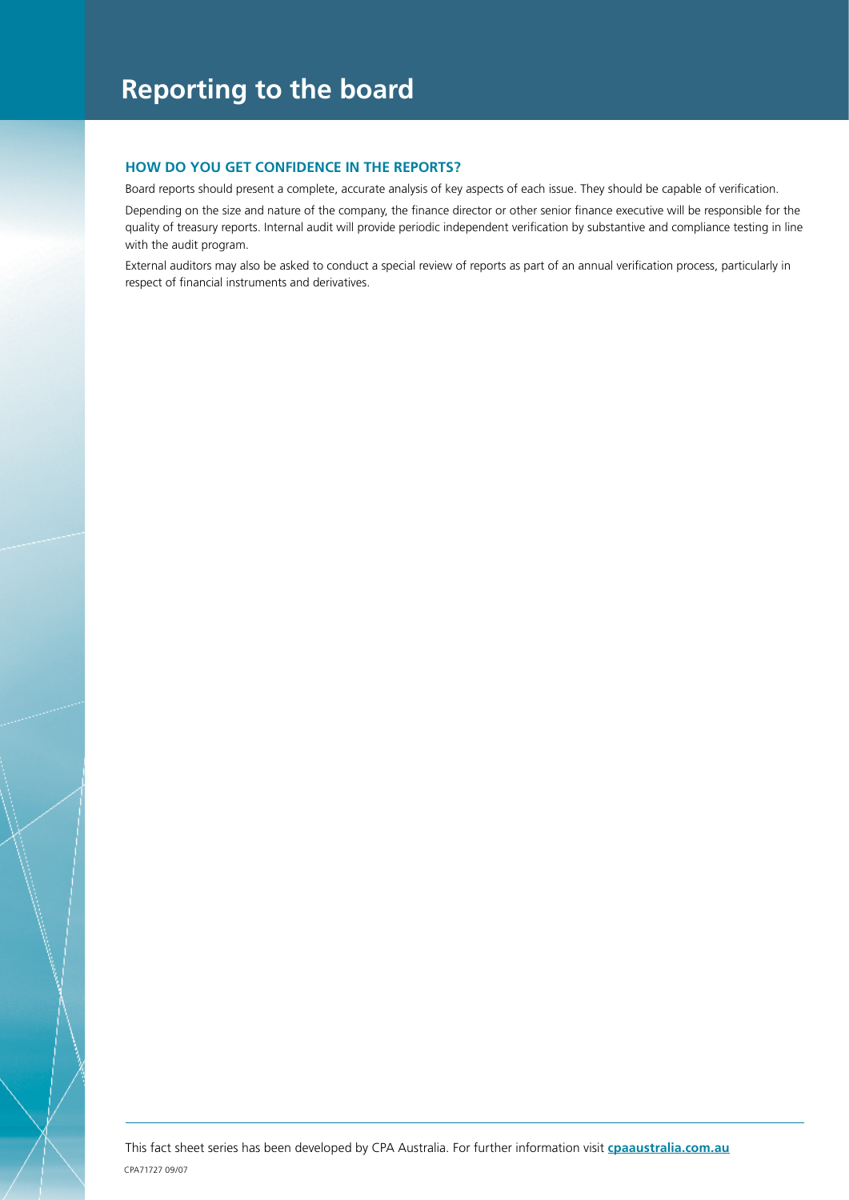# Reporting to the board

### HOW DO YOU GET CONFIDENCE IN THE REPORTS?

Board reports should present a complete, accurate analysis of key aspects of each issue. They should be capable of verification.

Depending on the size and nature of the company, the finance director or other senior finance executive will be responsible for the quality of treasury reports. Internal audit will provide periodic independent verification by substantive and compliance testing in line with the audit program.

External auditors may also be asked to conduct a special review of reports as part of an annual verification process, particularly in respect of financial instruments and derivatives.

This fact sheet series has been developed by CPA Australia. For further information visit **cpaaustralia.com.au**

CPA71727 09/07